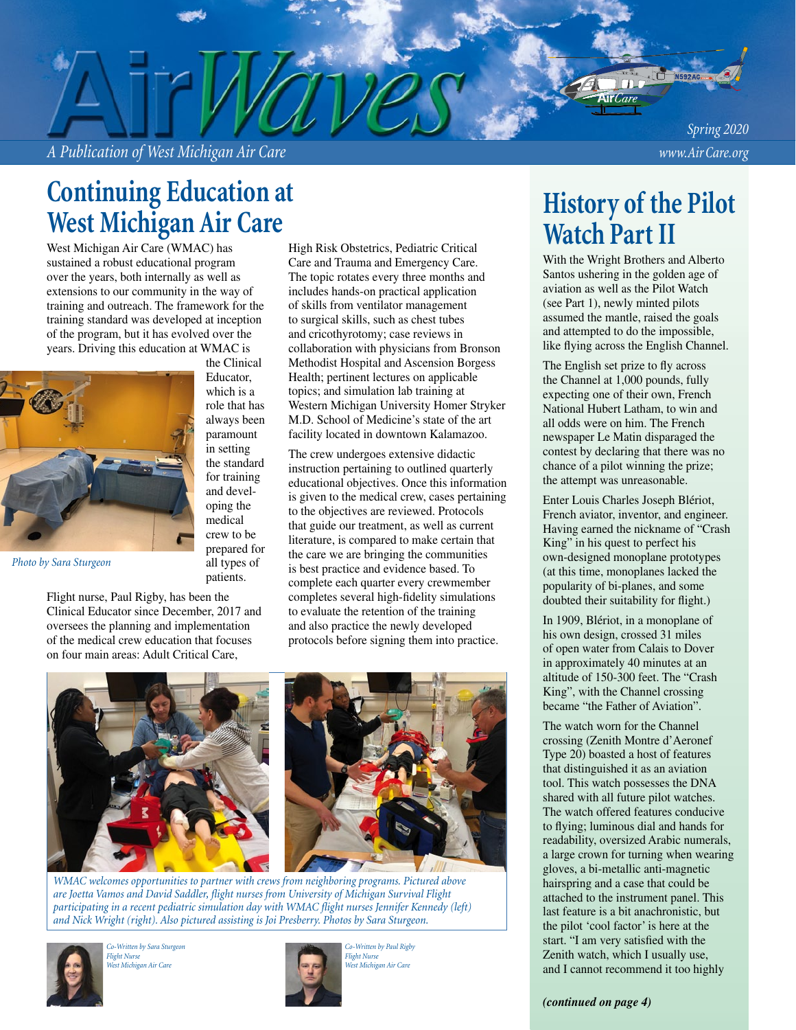# AirWaves

*A Publication of West Michigan Air Care*

*Spring 2020*

*www.Air Care.org*

## Continuing Education at West Michigan Air Care

West Michigan Air Care (WMAC) has sustained a robust educational program over the years, both internally as well as extensions to our community in the way of training and outreach. The framework for the training standard was developed at inception of the program, but it has evolved over the years. Driving this education at WMAC is the Clinical Educator, which is a role that has always been paramount in setting the standard for training and developing the medical crew to be prepared for all types of patients.

*Photo by Sara Sturgeon*

Flight nurse, Paul Rigby, has been the Clinical Educator since December, 2017 and oversees the planning and implementation of the medical crew education that focuses on four main areas: Adult Critical Care, High Risk Obstetrics, Pediatric Critical Care and Trauma and Emergency Care. The topic rotates every three months and includes hands-on practical application of skills from ventilator management to surgical skills, such as chest tubes and cricothyrotomy; case reviews in collaboration with physicians from Bronson Methodist Hospital and Ascension Borgess Health; pertinent lectures on applicable topics; and simulation lab training at Western Michigan University Homer Stryker M.D. School of Medicine's state of the art facility located in downtown Kalamazoo.

The crew undergoes extensive didactic instruction pertaining to outlined quarterly educational objectives. Once this information is given to the medical crew, cases pertaining to the objectives are reviewed. Protocols that guide our treatment, as well as current literature, is compared to make certain that the care we are bringing the communities is best practice and evidence based. To complete each quarter every crewmember completes several high-fidelity simulations to evaluate the retention of the training and also practice the newly developed protocols before signing them into practice.

*WMAC welcomes opportunities to partner with crews from neighboring programs. Pictured above are Joetta Vamos and David Saddler, flight nurses from University of Michigan Survival Flight participating in a recent pediatric simulation day with WMAC flight nurses Jennifer Kennedy (left) and Nick Wright (right). Also pictured assisting is Joi Presberry. Photos by Sara Sturgeon.*

*Co-Written by Sara Sturgeon*
*Flight Nurse*
*West Michigan Air Care*

*Co-Written by Paul Rigby*
*Flight Nurse*
*West Michigan Air Care*

## History of the Pilot Watch Part II

With the Wright Brothers and Alberto Santos ushering in the golden age of aviation as well as the Pilot Watch (see Part 1), newly minted pilots assumed the mantle, raised the goals and attempted to do the impossible, like flying across the English Channel.

The English set prize to fly across the Channel at 1,000 pounds, fully expecting one of their own, French National Hubert Latham, to win and all odds were on him. The French newspaper Le Matin disparaged the contest by declaring that there was no chance of a pilot winning the prize; the attempt was unreasonable.

Enter Louis Charles Joseph Blériot, French aviator, inventor, and engineer. Having earned the nickname of "Crash King" in his quest to perfect his own-designed monoplane prototypes (at this time, monoplanes lacked the popularity of bi-planes, and some doubted their suitability for flight.)

In 1909, Blériot, in a monoplane of his own design, crossed 31 miles of open water from Calais to Dover in approximately 40 minutes at an altitude of 150-300 feet. The "Crash King", with the Channel crossing became "the Father of Aviation".

The watch worn for the Channel crossing (Zenith Montre d'Aeronef Type 20) boasted a host of features that distinguished it as an aviation tool. This watch possesses the DNA shared with all future pilot watches. The watch offered features conducive to flying; luminous dial and hands for readability, oversized Arabic numerals, a large crown for turning when wearing gloves, a bi-metallic anti-magnetic hairspring and a case that could be attached to the instrument panel. This last feature is a bit anachronistic, but the pilot 'cool factor' is here at the start. "I am very satisfied with the Zenith watch, which I usually use, and I cannot recommend it too highly

***(continued on page 4)***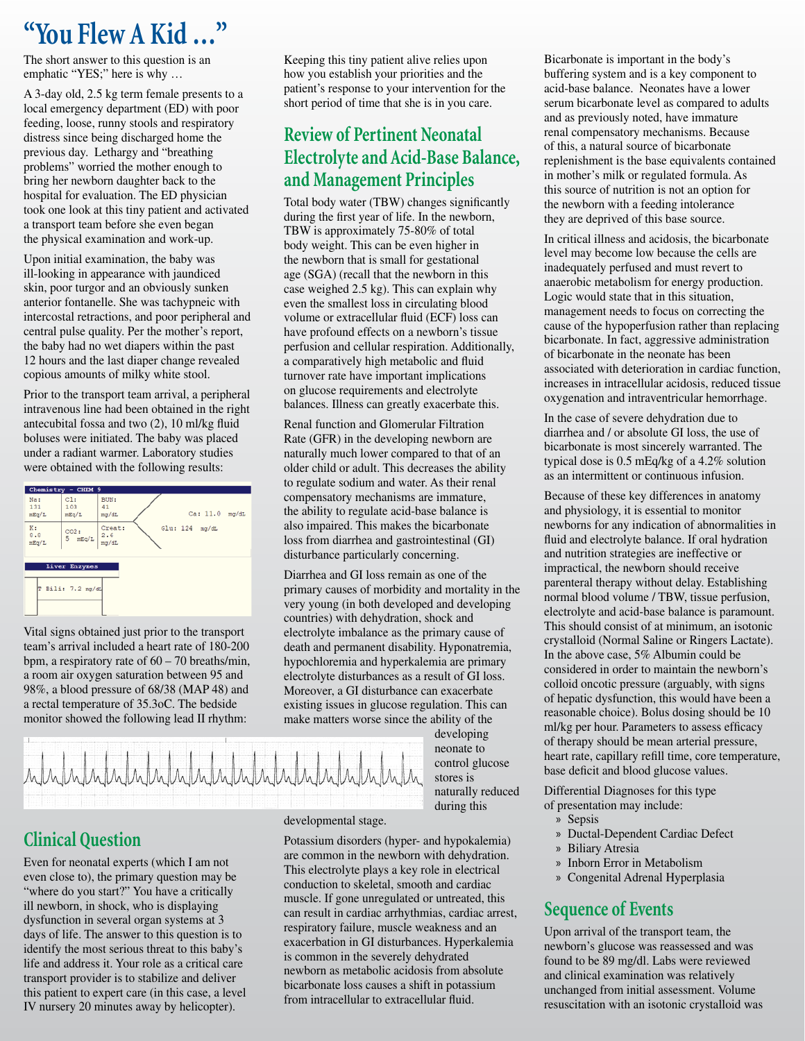# "You Flew A Kid …"

The short answer to this question is an emphatic "YES;" here is why …

A 3-day old, 2.5 kg term female presents to a local emergency department (ED) with poor feeding, loose, runny stools and respiratory distress since being discharged home the previous day. Lethargy and "breathing problems" worried the mother enough to bring her newborn daughter back to the hospital for evaluation. The ED physician took one look at this tiny patient and activated a transport team before she even began the physical examination and work-up.

Upon initial examination, the baby was ill-looking in appearance with jaundiced skin, poor turgor and an obviously sunken anterior fontanelle. She was tachypneic with intercostal retractions, and poor peripheral and central pulse quality. Per the mother's report, the baby had no wet diapers within the past 12 hours and the last diaper change revealed copious amounts of milky white stool.

Prior to the transport team arrival, a peripheral intravenous line had been obtained in the right antecubital fossa and two (2), 10 ml/kg fluid boluses were initiated. The baby was placed under a radiant warmer. Laboratory studies were obtained with the following results:

**Chemistry – CHEM 9**

| Na: 131 mEq/L | Cl: 103 mEq/L | BUN: 41 mg/dL | Ca: 11.0 mg/dL |
|---|---|---|---|
| K: 8.8 mEq/L | CO2: 5 mEq/L | Creat: 2.6 mg/dL | Glu: 124 mg/dL |

**Liver Enzymes**

| T Bili: 7.2 mg/dL |
|---|

Vital signs obtained just prior to the transport team's arrival included a heart rate of 180-200 bpm, a respiratory rate of 60 – 70 breaths/min, a room air oxygen saturation between 95 and 98%, a blood pressure of 68/38 (MAP 48) and a rectal temperature of 35.3oC. The bedside monitor showed the following lead II rhythm:

## Clinical Question

Even for neonatal experts (which I am not even close to), the primary question may be "where do you start?" You have a critically ill newborn, in shock, who is displaying dysfunction in several organ systems at 3 days of life. The answer to this question is to identify the most serious threat to this baby's life and address it. Your role as a critical care transport provider is to stabilize and deliver this patient to expert care (in this case, a level IV nursery 20 minutes away by helicopter).

Keeping this tiny patient alive relies upon how you establish your priorities and the patient's response to your intervention for the short period of time that she is in you care.

## Review of Pertinent Neonatal Electrolyte and Acid-Base Balance, and Management Principles

Total body water (TBW) changes significantly during the first year of life. In the newborn, TBW is approximately 75-80% of total body weight. This can be even higher in the newborn that is small for gestational age (SGA) (recall that the newborn in this case weighed 2.5 kg). This can explain why even the smallest loss in circulating blood volume or extracellular fluid (ECF) loss can have profound effects on a newborn's tissue perfusion and cellular respiration. Additionally, a comparatively high metabolic and fluid turnover rate have important implications on glucose requirements and electrolyte balances. Illness can greatly exacerbate this.

Renal function and Glomerular Filtration Rate (GFR) in the developing newborn are naturally much lower compared to that of an older child or adult. This decreases the ability to regulate sodium and water. As their renal compensatory mechanisms are immature, the ability to regulate acid-base balance is also impaired. This makes the bicarbonate loss from diarrhea and gastrointestinal (GI) disturbance particularly concerning.

Diarrhea and GI loss remain as one of the primary causes of morbidity and mortality in the very young (in both developed and developing countries) with dehydration, shock and electrolyte imbalance as the primary cause of death and permanent disability. Hyponatremia, hypochloremia and hyperkalemia are primary electrolyte disturbances as a result of GI loss. Moreover, a GI disturbance can exacerbate existing issues in glucose regulation. This can make matters worse since the ability of the developing neonate to control glucose stores is naturally reduced during this developmental stage.

Potassium disorders (hyper- and hypokalemia) are common in the newborn with dehydration. This electrolyte plays a key role in electrical conduction to skeletal, smooth and cardiac muscle. If gone unregulated or untreated, this can result in cardiac arrhythmias, cardiac arrest, respiratory failure, muscle weakness and an exacerbation in GI disturbances. Hyperkalemia is common in the severely dehydrated newborn as metabolic acidosis from absolute bicarbonate loss causes a shift in potassium from intracellular to extracellular fluid.

Bicarbonate is important in the body's buffering system and is a key component to acid-base balance. Neonates have a lower serum bicarbonate level as compared to adults and as previously noted, have immature renal compensatory mechanisms. Because of this, a natural source of bicarbonate replenishment is the base equivalents contained in mother's milk or regulated formula. As this source of nutrition is not an option for the newborn with a feeding intolerance they are deprived of this base source.

In critical illness and acidosis, the bicarbonate level may become low because the cells are inadequately perfused and must revert to anaerobic metabolism for energy production. Logic would state that in this situation, management needs to focus on correcting the cause of the hypoperfusion rather than replacing bicarbonate. In fact, aggressive administration of bicarbonate in the neonate has been associated with deterioration in cardiac function, increases in intracellular acidosis, reduced tissue oxygenation and intraventricular hemorrhage.

In the case of severe dehydration due to diarrhea and / or absolute GI loss, the use of bicarbonate is most sincerely warranted. The typical dose is 0.5 mEq/kg of a 4.2% solution as an intermittent or continuous infusion.

Because of these key differences in anatomy and physiology, it is essential to monitor newborns for any indication of abnormalities in fluid and electrolyte balance. If oral hydration and nutrition strategies are ineffective or impractical, the newborn should receive parenteral therapy without delay. Establishing normal blood volume / TBW, tissue perfusion, electrolyte and acid-base balance is paramount. This should consist of at minimum, an isotonic crystalloid (Normal Saline or Ringers Lactate). In the above case, 5% Albumin could be considered in order to maintain the newborn's colloid oncotic pressure (arguably, with signs of hepatic dysfunction, this would have been a reasonable choice). Bolus dosing should be 10 ml/kg per hour. Parameters to assess efficacy of therapy should be mean arterial pressure, heart rate, capillary refill time, core temperature, base deficit and blood glucose values.

Differential Diagnoses for this type of presentation may include:

- Sepsis
- Ductal-Dependent Cardiac Defect
- Biliary Atresia
- Inborn Error in Metabolism
- Congenital Adrenal Hyperplasia

## Sequence of Events

Upon arrival of the transport team, the newborn's glucose was reassessed and was found to be 89 mg/dl. Labs were reviewed and clinical examination was relatively unchanged from initial assessment. Volume resuscitation with an isotonic crystalloid was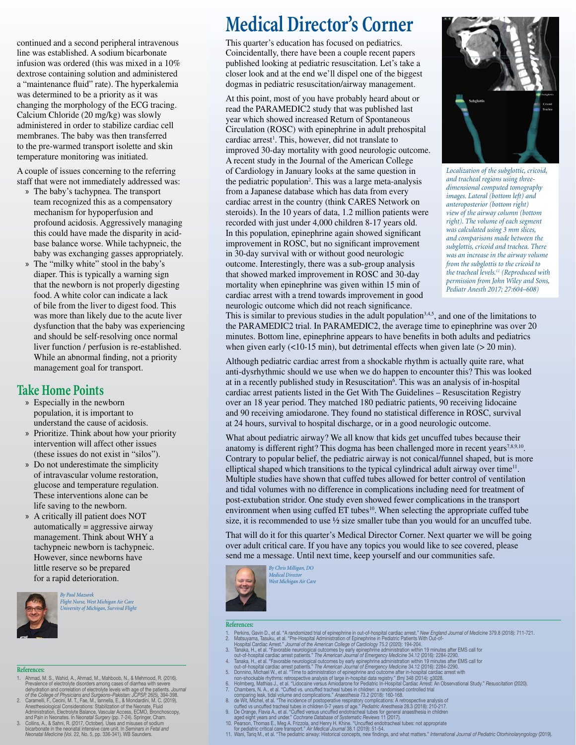continued and a second peripheral intravenous line was established. A sodium bicarbonate infusion was ordered (this was mixed in a 10% dextrose containing solution and administered a "maintenance fluid" rate). The hyperkalemia was determined to be a priority as it was changing the morphology of the ECG tracing. Calcium Chloride (20 mg/kg) was slowly administered in order to stabilize cardiac cell membranes. The baby was then transferred to the pre-warmed transport isolette and skin temperature monitoring was initiated.

A couple of issues concerning to the referring staff that were not immediately addressed was:

- The baby's tachypnea. The transport team recognized this as a compensatory mechanism for hypoperfusion and profound acidosis. Aggressively managing this could have made the disparity in acid-base balance worse. While tachypneic, the baby was exchanging gasses appropriately.
- The "milky white" stool in the baby's diaper. This is typically a warning sign that the newborn is not properly digesting food. A white color can indicate a lack of bile from the liver to digest food. This was more than likely due to the acute liver dysfunction that the baby was experiencing and should be self-resolving once normal liver function / perfusion is re-established. While an abnormal finding, not a priority management goal for transport.

## Take Home Points

- Especially in the newborn population, it is important to understand the cause of acidosis.
- Prioritize. Think about how your priority intervention will affect other issues (these issues do not exist in "silos").
- Do not underestimate the simplicity of intravascular volume restoration, glucose and temperature regulation. These interventions alone can be life saving to the newborn.
- A critically ill patient does NOT automatically = aggressive airway management. Think about WHY a tachypneic newborn is tachypneic. However, since newborns have little reserve so be prepared for a rapid deterioration.

*By Paul Mazurek*
*Flight Nurse, West Michigan Air Care*
*University of Michigan, Survival Flight*

### References:

1. Ahmad, M. S., Wahid, A., Ahmad, M., Mahboob, N., & Mehmood, R. (2016). Prevalence of electrolyte disorders among cases of diarrhea with severe dehydration and correlation of electrolyte levels with age of the patients. *Journal of the College of Physicians and Surgeons–Pakistan: JCPSP,* 26(5), 394-398.
2. Caramelli, F., Cecini, M. T., Fae, M., Iannella, E., & Mondardini, M. C. (2019). Anesthesiological Considerations: Stabilization of the Neonate, Fluid Administration, Electrolyte Balance, Vascular Access, ECMO, Bronchoscopy, and Pain in Neonates. In *Neonatal Surgery* (pp. 7-24). Springer, Cham.
3. Collins, A., & Sahni, R. (2017, October). Uses and misuses of sodium bicarbonate in the neonatal intensive care unit. In *Seminars in Fetal and Neonatal Medicine* (Vol. 22, No. 5, pp. 336-341). WB Saunders.

# Medical Director's Corner

This quarter's education has focused on pediatrics. Coincidentally, there have been a couple recent papers published looking at pediatric resuscitation. Let's take a closer look and at the end we'll dispel one of the biggest dogmas in pediatric resuscitation/airway management.

At this point, most of you have probably heard about or read the PARAMEDIC2 study that was published last year which showed increased Return of Spontaneous Circulation (ROSC) with epinephrine in adult prehospital cardiac arrest[1]. This, however, did not translate to improved 30-day mortality with good neurologic outcome. A recent study in the Journal of the American College of Cardiology in January looks at the same question in the pediatric population[2]. This was a large meta-analysis from a Japanese database which has data from every cardiac arrest in the country (think CARES Network on steroids). In the 10 years of data, 1.2 million patients were recorded with just under 4,000 children 8-17 years old. In this population, epinephrine again showed significant improvement in ROSC, but no significant improvement in 30-day survival with or without good neurologic outcome. Interestingly, there was a sub-group analysis that showed marked improvement in ROSC and 30-day mortality when epinephrine was given within 15 min of cardiac arrest with a trend towards improvement in good neurologic outcome which did not reach significance.

*Localization of the subglottic, cricoid, and tracheal regions using three-dimensional computed tomography images. Lateral (bottom left) and anteroposterior (bottom right) view of the airway column (bottom right). The volume of each segment was calculated using 3 mm slices, and comparisons made between the subglottis, cricoid and trachea. There was an increase in the airway volume from the subglottis to the cricoid to the tracheal levels.[11] (Reproduced with permission from John Wiley and Sons, Pediatr Anesth 2017; 27:604–608)*

This is similar to previous studies in the adult population[3,4,5], and one of the limitations to the PARAMEDIC2 trial. In PARAMEDIC2, the average time to epinephrine was over 20 minutes. Bottom line, epinephrine appears to have benefits in both adults and pediatrics when given early (<10-15 min), but detrimental effects when given late (> 20 min).

Although pediatric cardiac arrest from a shockable rhythm is actually quite rare, what anti-dysrhythmic should we use when we do happen to encounter this? This was looked at in a recently published study in Resuscitation[6]. This was an analysis of in-hospital cardiac arrest patients listed in the Get With The Guidelines – Resuscitation Registry over an 18 year period. They matched 180 pediatric patients, 90 receiving lidocaine and 90 receiving amiodarone. They found no statistical difference in ROSC, survival at 24 hours, survival to hospital discharge, or in a good neurologic outcome.

What about pediatric airway? We all know that kids get uncuffed tubes because their anatomy is different right? This dogma has been challenged more in recent years[7,8,9,10]. Contrary to popular belief, the pediatric airway is not conical/funnel shaped, but is more elliptical shaped which transitions to the typical cylindrical adult airway over time[11]. Multiple studies have shown that cuffed tubes allowed for better control of ventilation and tidal volumes with no difference in complications including need for treatment of post-extubation stridor. One study even showed fewer complications in the transport environment when using cuffed ET tubes[10]. When selecting the appropriate cuffed tube size, it is recommended to use ½ size smaller tube than you would for an uncuffed tube.

That will do it for this quarter's Medical Director Corner. Next quarter we will be going over adult critical care. If you have any topics you would like to see covered, please send me a message. Until next time, keep yourself and our communities safe.

*By Chris Milligan, DO*
*Medical Director*
*West Michigan Air Care*

### References:

1. Perkins, Gavin D., et al. "A randomized trial of epinephrine in out-of-hospital cardiac arrest." *New England Journal of Medicine* 379.8 (2018): 711-721.
2. Matsuyama, Tasuku, et al. "Pre-Hospital Administration of Epinephrine in Pediatric Patients With Out-of-Hospital Cardiac Arrest." *Journal of the American College of Cardiology* 75.2 (2020): 194-204.
3. Tanaka, H., et al. "Favorable neurological outcomes by early epinephrine administration within 19 minutes after EMS call for out-of-hospital cardiac arrest patients." *The American Journal of Emergency Medicine* 34.12 (2016): 2284-2290.
4. Tanaka, H., et al. "Favorable neurological outcomes by early epinephrine administration within 19 minutes after EMS call for out-of-hospital cardiac arrest patients." *The American Journal of Emergency Medicine* 34.12 (2016): 2284-2290.
5. Donnino, Michael W., et al. "Time to administration of epinephrine and outcome after in-hospital cardiac arrest with non-shockable rhythms: retrospective analysis of large in-hospital data registry." *Bmj* 348 (2014): g3028.
6. Holmberg, Mathias J., et al. "Lidocaine versus Amiodarone for Pediatric In-Hospital Cardiac Arrest: An Observational Study." *Resuscitation* (2020).
7. Chambers, N. A., et al. "Cuffed vs. uncuffed tracheal tubes in children: a randomised controlled trial comparing leak, tidal volume and complications." *Anaesthesia* 73.2 (2018): 160-168.
8. de Wit, Michel, et al. "The incidence of postoperative respiratory complications: A retrospective analysis of cuffed vs uncuffed tracheal tubes in children 0-7 years of age." *Pediatric Anesthesia* 28.3 (2018): 210-217.
9. De Orange, Flavia A., et al. "Cuffed versus uncuffed endotracheal tubes for general anaesthesia in children aged eight years and under." *Cochrane Database of Systematic Reviews* 11 (2017).
10. Pearson, Thomas E., Meg A. Frizzola, and Henry H. Khine. "Uncuffed endotracheal tubes: not appropriate for pediatric critical care transport." *Air Medical Journal* 38.1 (2019): 51-54.
11. Wani, Tariq M., et al. "The pediatric airway: Historical concepts, new findings, and what matters." *International Journal of Pediatric Otorhinolaryngology* (2019).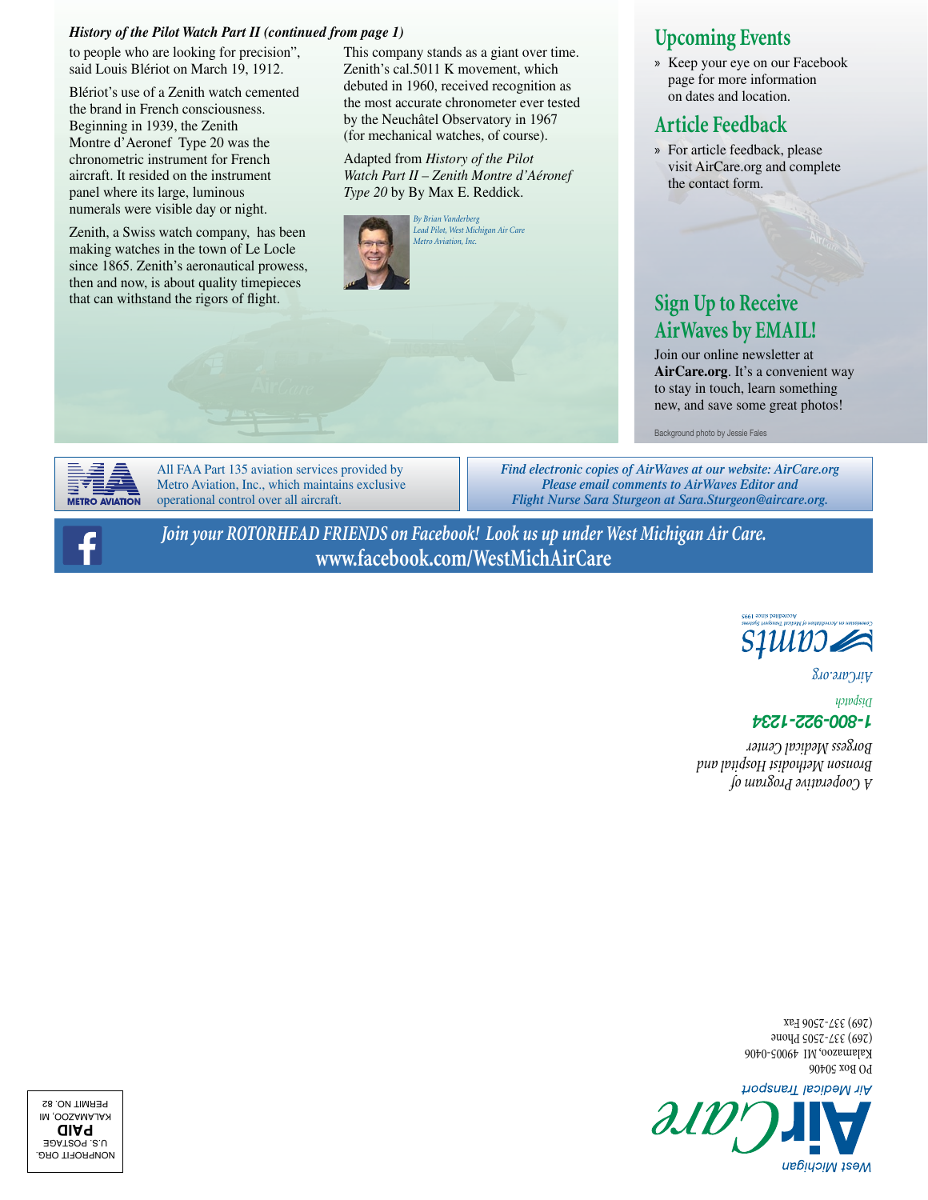*History of the Pilot Watch Part II (continued from page 1)*

to people who are looking for precision", said Louis Blériot on March 19, 1912.

Blériot's use of a Zenith watch cemented the brand in French consciousness. Beginning in 1939, the Zenith Montre d'Aeronef Type 20 was the chronometric instrument for French aircraft. It resided on the instrument panel where its large, luminous numerals were visible day or night.

Zenith, a Swiss watch company, has been making watches in the town of Le Locle since 1865. Zenith's aeronautical prowess, then and now, is about quality timepieces that can withstand the rigors of flight.

This company stands as a giant over time. Zenith's cal.5011 K movement, which debuted in 1960, received recognition as the most accurate chronometer ever tested by the Neuchâtel Observatory in 1967 (for mechanical watches, of course).

Adapted from *History of the Pilot Watch Part II – Zenith Montre d'Aéronef Type 20* by By Max E. Reddick.

*By Brian Vanderberg*
*Lead Pilot, West Michigan Air Care*
*Metro Aviation, Inc.*

## Upcoming Events

» Keep your eye on our Facebook page for more information on dates and location.

## Article Feedback

» For article feedback, please visit AirCare.org and complete the contact form.

## Sign Up to Receive AirWaves by EMAIL!

Join our online newsletter at **AirCare.org**. It's a convenient way to stay in touch, learn something new, and save some great photos!

Background photo by Jessie Fales

METRO AVIATION

All FAA Part 135 aviation services provided by Metro Aviation, Inc., which maintains exclusive operational control over all aircraft.

*Find electronic copies of AirWaves at our website: AirCare.org*
*Please email comments to AirWaves Editor and Flight Nurse Sara Sturgeon at Sara.Sturgeon@aircare.org.*

*Join your ROTORHEAD FRIENDS on Facebook! Look us up under West Michigan Air Care.*
**www.facebook.com/WestMichAirCare**

camts
Commission on Accreditation of Medical Transport Systems
Accredited since 1995

*AirCare.org*

*Dispatch*
**1-800-922-1234**

*A Cooperative Program of Bronson Methodist Hospital and Borgess Medical Center*

West Michigan
AirCare
Air Medical Transport

PO Box 50406
Kalamazoo, MI 49005-0406
(269) 337-2505 Phone
(269) 337-2506 Fax

NONPROFIT ORG.
U.S. POSTAGE
**PAID**
KALAMAZOO, MI
PERMIT NO. 82